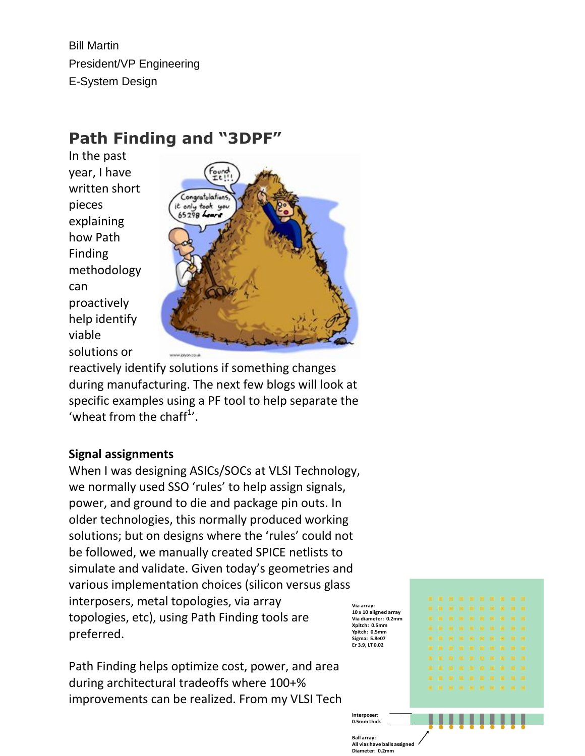Bill Martin

President/VP Engineering

E-System Design

## Path Finding and "3DPF"

In the past year, I have written short pieces explaining how Path Finding methodology can proactively help identify viable solutions or reactively identify solutions if something changes during manufacturing. The next few blogs will look at specific examples using a PF tool to help separate the 'wheat from the chaff[1]'.

### Signal assignments

When I was designing ASICs/SOCs at VLSI Technology, we normally used SSO 'rules' to help assign signals, power, and ground to die and package pin outs. In older technologies, this normally produced working solutions; but on designs where the 'rules' could not be followed, we manually created SPICE netlists to simulate and validate. Given today's geometries and various implementation choices (silicon versus glass interposers, metal topologies, via array topologies, etc), using Path Finding tools are preferred.

Path Finding helps optimize cost, power, and area during architectural tradeoffs where 100+% improvements can be realized. From my VLSI Tech

Via array:
10 x 10 aligned array
Via diameter: 0.2mm
Xpitch: 0.5mm
Ypitch: 0.5mm
Sigma: 5.8e07
Er 3.9, LT 0.02

Interposer:
0.5mm thick

Ball array:
All vias have balls assigned
Diameter: 0.2mm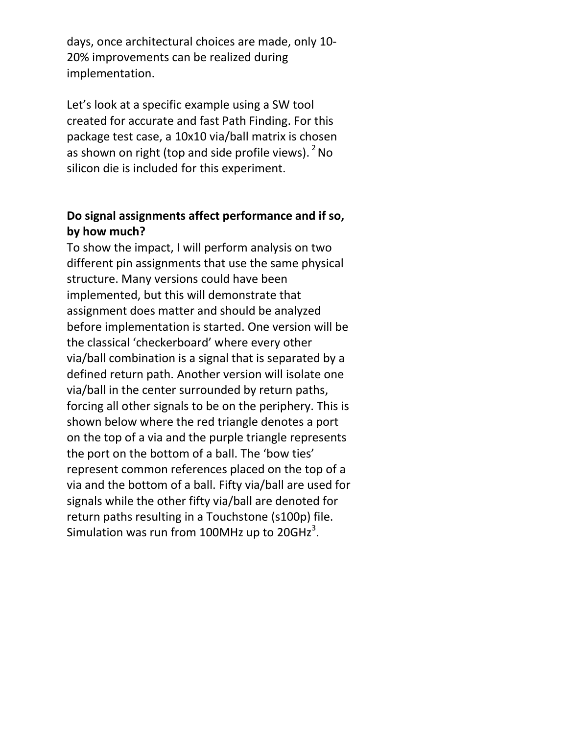days, once architectural choices are made, only 10-20% improvements can be realized during implementation.

Let's look at a specific example using a SW tool created for accurate and fast Path Finding. For this package test case, a 10x10 via/ball matrix is chosen as shown on right (top and side profile views). [2] No silicon die is included for this experiment.

**Do signal assignments affect performance and if so, by how much?**

To show the impact, I will perform analysis on two different pin assignments that use the same physical structure. Many versions could have been implemented, but this will demonstrate that assignment does matter and should be analyzed before implementation is started. One version will be the classical 'checkerboard' where every other via/ball combination is a signal that is separated by a defined return path. Another version will isolate one via/ball in the center surrounded by return paths, forcing all other signals to be on the periphery. This is shown below where the red triangle denotes a port on the top of a via and the purple triangle represents the port on the bottom of a ball. The 'bow ties' represent common references placed on the top of a via and the bottom of a ball. Fifty via/ball are used for signals while the other fifty via/ball are denoted for return paths resulting in a Touchstone (s100p) file. Simulation was run from 100MHz up to 20GHz[3].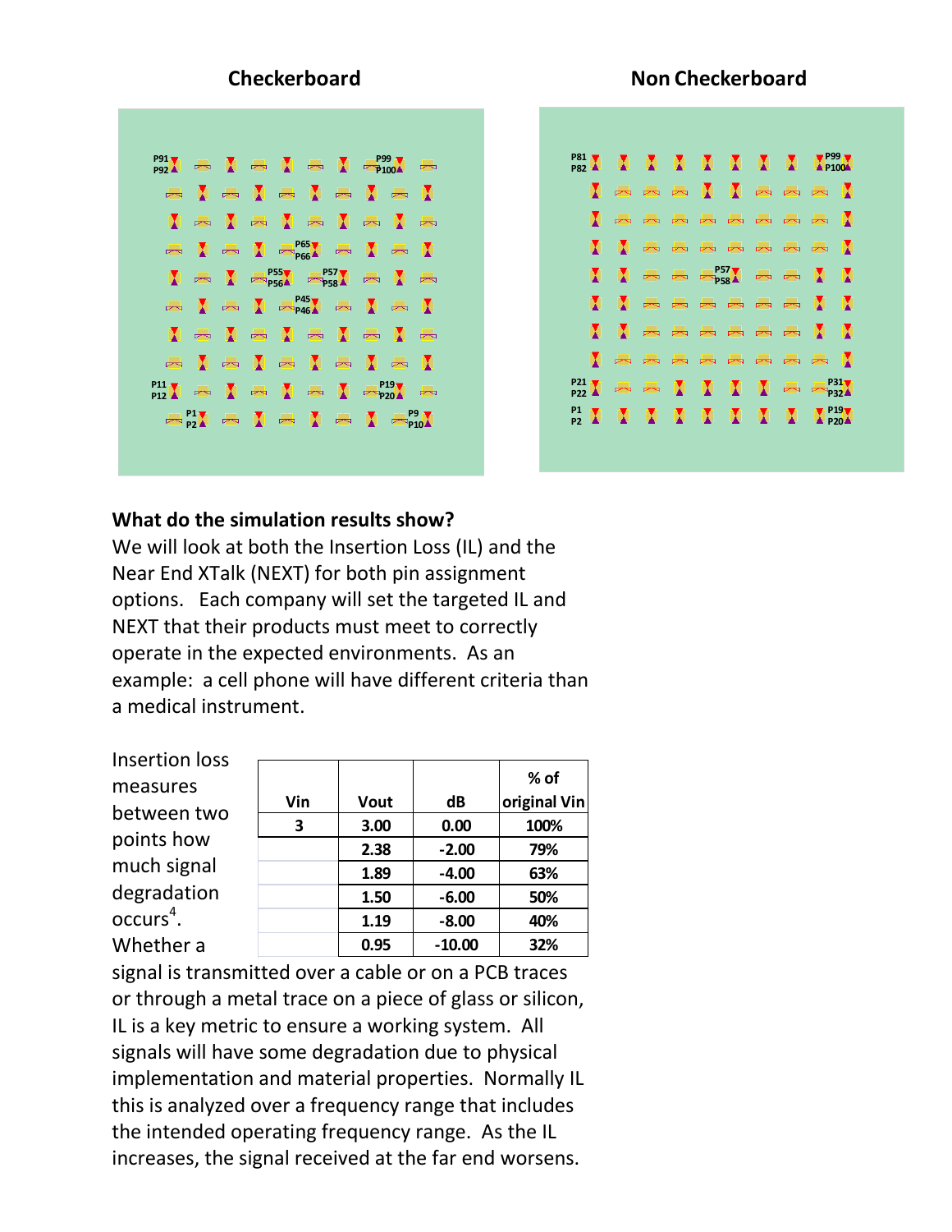**Checkerboard**

P91 P92 P99 P100 P65 P66 P55 P56 P57 P58 P45 P46 P11 P12 P19 P20 P1 P2 P9 P10

**Non Checkerboard**

P81 P82 P99 P100 P57 P58 P21 P22 P31 P32 P1 P2 P19 P20

## What do the simulation results show?

We will look at both the Insertion Loss (IL) and the Near End XTalk (NEXT) for both pin assignment options. Each company will set the targeted IL and NEXT that their products must meet to correctly operate in the expected environments. As an example: a cell phone will have different criteria than a medical instrument.

| Vin | Vout | dB | % of original Vin |
|---|---|---|---|
| 3 | 3.00 | 0.00 | 100% |
| | 2.38 | -2.00 | 79% |
| | 1.89 | -4.00 | 63% |
| | 1.50 | -6.00 | 50% |
| | 1.19 | -8.00 | 40% |
| | 0.95 | -10.00 | 32% |

Insertion loss measures between two points how much signal degradation occurs[4]. Whether a signal is transmitted over a cable or on a PCB traces or through a metal trace on a piece of glass or silicon, IL is a key metric to ensure a working system. All signals will have some degradation due to physical implementation and material properties. Normally IL this is analyzed over a frequency range that includes the intended operating frequency range. As the IL increases, the signal received at the far end worsens.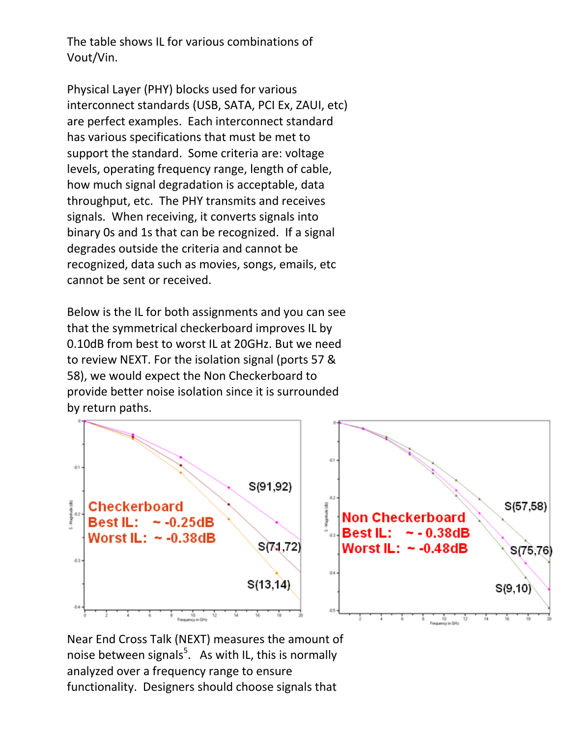The table shows IL for various combinations of Vout/Vin.

Physical Layer (PHY) blocks used for various interconnect standards (USB, SATA, PCI Ex, ZAUI, etc) are perfect examples. Each interconnect standard has various specifications that must be met to support the standard. Some criteria are: voltage levels, operating frequency range, length of cable, how much signal degradation is acceptable, data throughput, etc. The PHY transmits and receives signals. When receiving, it converts signals into binary 0s and 1s that can be recognized. If a signal degrades outside the criteria and cannot be recognized, data such as movies, songs, emails, etc cannot be sent or received.

Below is the IL for both assignments and you can see that the symmetrical checkerboard improves IL by 0.10dB from best to worst IL at 20GHz. But we need to review NEXT. For the isolation signal (ports 57 & 58), we would expect the Non Checkerboard to provide better noise isolation since it is surrounded by return paths.

**Checkerboard**
**Best IL: ~ -0.25dB**
**Worst IL: ~ -0.38dB**

S(91,92)
S(71,72)
S(13,14)

**Non Checkerboard**
**Best IL: ~ - 0.38dB**
**Worst IL: ~ -0.48dB**

S(57,58)
S(75,76)
S(9,10)

Near End Cross Talk (NEXT) measures the amount of noise between signals[5]. As with IL, this is normally analyzed over a frequency range to ensure functionality. Designers should choose signals that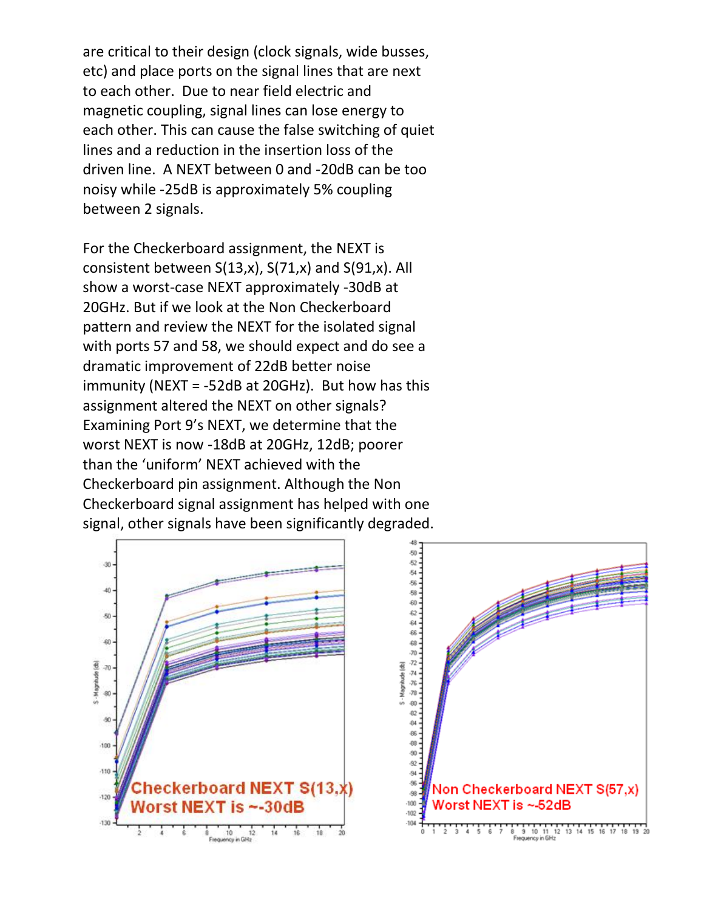are critical to their design (clock signals, wide busses, etc) and place ports on the signal lines that are next to each other. Due to near field electric and magnetic coupling, signal lines can lose energy to each other. This can cause the false switching of quiet lines and a reduction in the insertion loss of the driven line. A NEXT between 0 and -20dB can be too noisy while -25dB is approximately 5% coupling between 2 signals.

For the Checkerboard assignment, the NEXT is consistent between S(13,x), S(71,x) and S(91,x). All show a worst-case NEXT approximately -30dB at 20GHz. But if we look at the Non Checkerboard pattern and review the NEXT for the isolated signal with ports 57 and 58, we should expect and do see a dramatic improvement of 22dB better noise immunity (NEXT = -52dB at 20GHz). But how has this assignment altered the NEXT on other signals? Examining Port 9's NEXT, we determine that the worst NEXT is now -18dB at 20GHz, 12dB; poorer than the 'uniform' NEXT achieved with the Checkerboard pin assignment. Although the Non Checkerboard signal assignment has helped with one signal, other signals have been significantly degraded.

Checkerboard NEXT S(13,x)
Worst NEXT is ~-30dB

Non Checkerboard NEXT S(57,x)
Worst NEXT is ~-52dB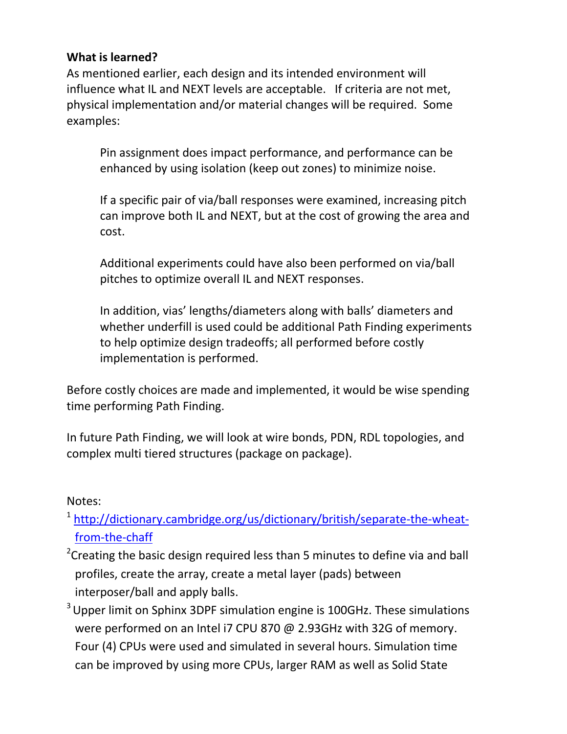**What is learned?**

As mentioned earlier, each design and its intended environment will influence what IL and NEXT levels are acceptable. If criteria are not met, physical implementation and/or material changes will be required. Some examples:

> Pin assignment does impact performance, and performance can be enhanced by using isolation (keep out zones) to minimize noise.
>
> If a specific pair of via/ball responses were examined, increasing pitch can improve both IL and NEXT, but at the cost of growing the area and cost.
>
> Additional experiments could have also been performed on via/ball pitches to optimize overall IL and NEXT responses.
>
> In addition, vias' lengths/diameters along with balls' diameters and whether underfill is used could be additional Path Finding experiments to help optimize design tradeoffs; all performed before costly implementation is performed.

Before costly choices are made and implemented, it would be wise spending time performing Path Finding.

In future Path Finding, we will look at wire bonds, PDN, RDL topologies, and complex multi tiered structures (package on package).

Notes:

[1] http://dictionary.cambridge.org/us/dictionary/british/separate-the-wheat-from-the-chaff

[2] Creating the basic design required less than 5 minutes to define via and ball profiles, create the array, create a metal layer (pads) between interposer/ball and apply balls.

[3] Upper limit on Sphinx 3DPF simulation engine is 100GHz. These simulations were performed on an Intel i7 CPU 870 @ 2.93GHz with 32G of memory. Four (4) CPUs were used and simulated in several hours. Simulation time can be improved by using more CPUs, larger RAM as well as Solid State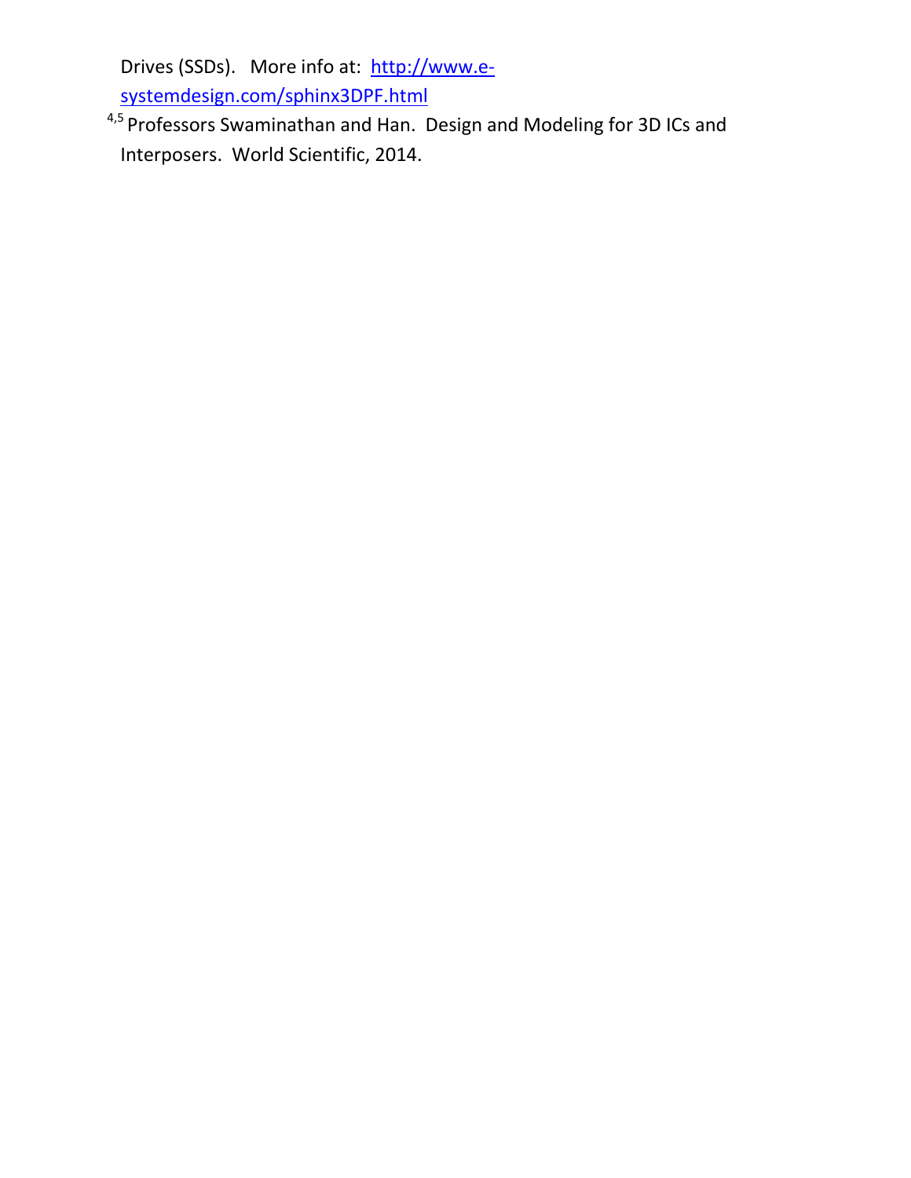Drives (SSDs). More info at: [http://www.e-systemdesign.com/sphinx3DPF.html](http://www.e-systemdesign.com/sphinx3DPF.html)

[4,5] Professors Swaminathan and Han. Design and Modeling for 3D ICs and Interposers. World Scientific, 2014.